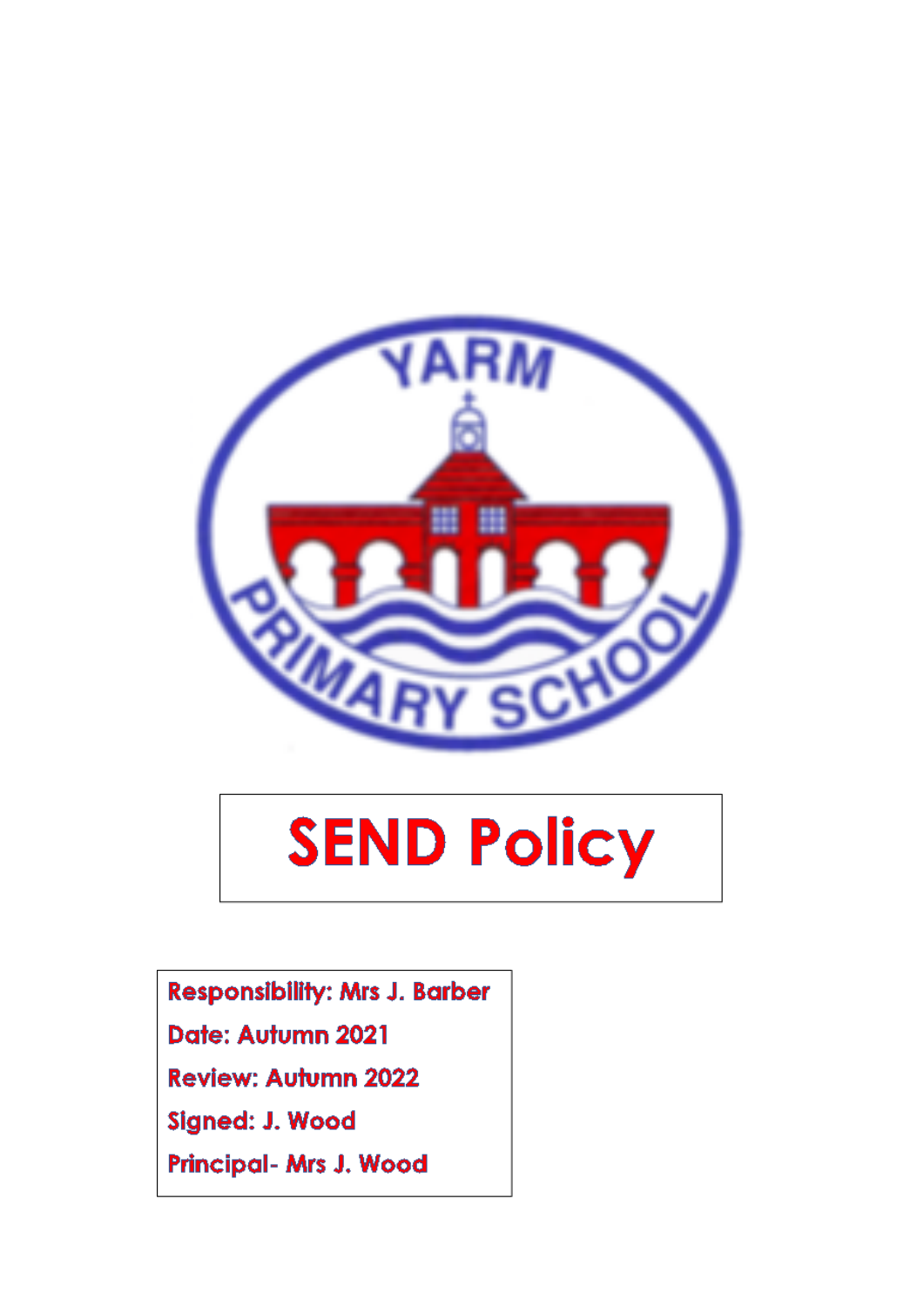YARM PRIMARY SCHOOL

# SEND Policy

Responsibility: Mrs J. Barber

Date: Autumn 2021

Review: Autumn 2022

Signed: J. Wood

Principal- Mrs J. Wood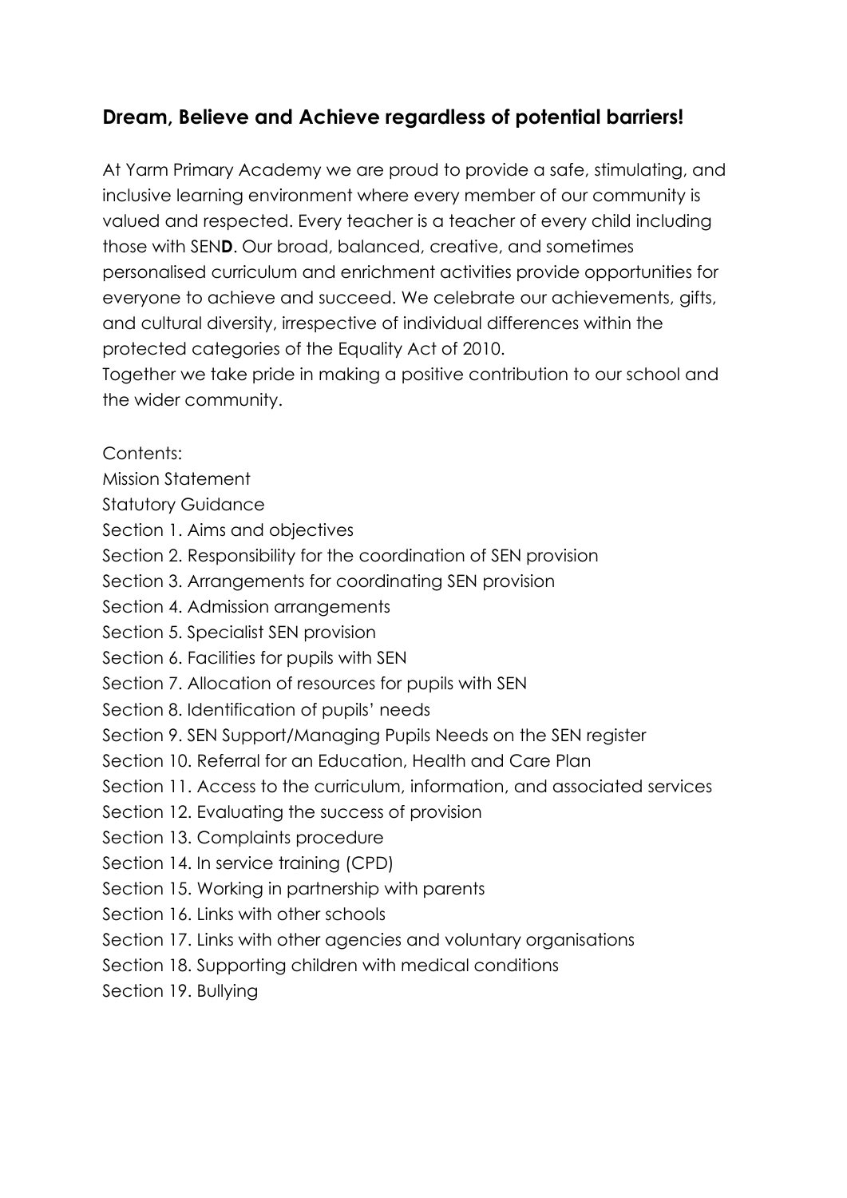## Dream, Believe and Achieve regardless of potential barriers!

At Yarm Primary Academy we are proud to provide a safe, stimulating, and inclusive learning environment where every member of our community is valued and respected. Every teacher is a teacher of every child including those with SEN**D**. Our broad, balanced, creative, and sometimes personalised curriculum and enrichment activities provide opportunities for everyone to achieve and succeed. We celebrate our achievements, gifts, and cultural diversity, irrespective of individual differences within the protected categories of the Equality Act of 2010.
Together we take pride in making a positive contribution to our school and the wider community.

Contents:
Mission Statement
Statutory Guidance
Section 1. Aims and objectives
Section 2. Responsibility for the coordination of SEN provision
Section 3. Arrangements for coordinating SEN provision
Section 4. Admission arrangements
Section 5. Specialist SEN provision
Section 6. Facilities for pupils with SEN
Section 7. Allocation of resources for pupils with SEN
Section 8. Identification of pupils' needs
Section 9. SEN Support/Managing Pupils Needs on the SEN register
Section 10. Referral for an Education, Health and Care Plan
Section 11. Access to the curriculum, information, and associated services
Section 12. Evaluating the success of provision
Section 13. Complaints procedure
Section 14. In service training (CPD)
Section 15. Working in partnership with parents
Section 16. Links with other schools
Section 17. Links with other agencies and voluntary organisations
Section 18. Supporting children with medical conditions
Section 19. Bullying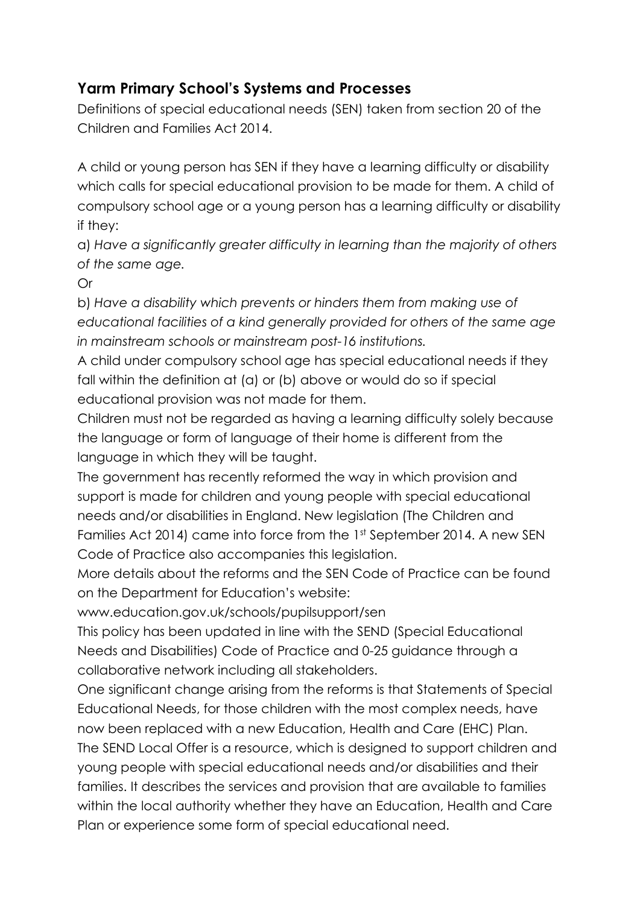## Yarm Primary School's Systems and Processes

Definitions of special educational needs (SEN) taken from section 20 of the Children and Families Act 2014.

A child or young person has SEN if they have a learning difficulty or disability which calls for special educational provision to be made for them. A child of compulsory school age or a young person has a learning difficulty or disability if they:

a) *Have a significantly greater difficulty in learning than the majority of others of the same age.*

Or

b) *Have a disability which prevents or hinders them from making use of educational facilities of a kind generally provided for others of the same age in mainstream schools or mainstream post-16 institutions.*

A child under compulsory school age has special educational needs if they fall within the definition at (a) or (b) above or would do so if special educational provision was not made for them.

Children must not be regarded as having a learning difficulty solely because the language or form of language of their home is different from the language in which they will be taught.

The government has recently reformed the way in which provision and support is made for children and young people with special educational needs and/or disabilities in England. New legislation (The Children and Families Act 2014) came into force from the 1st September 2014. A new SEN Code of Practice also accompanies this legislation.

More details about the reforms and the SEN Code of Practice can be found on the Department for Education's website:

www.education.gov.uk/schools/pupilsupport/sen

This policy has been updated in line with the SEND (Special Educational Needs and Disabilities) Code of Practice and 0-25 guidance through a collaborative network including all stakeholders.

One significant change arising from the reforms is that Statements of Special Educational Needs, for those children with the most complex needs, have now been replaced with a new Education, Health and Care (EHC) Plan.

The SEND Local Offer is a resource, which is designed to support children and young people with special educational needs and/or disabilities and their families. It describes the services and provision that are available to families within the local authority whether they have an Education, Health and Care Plan or experience some form of special educational need.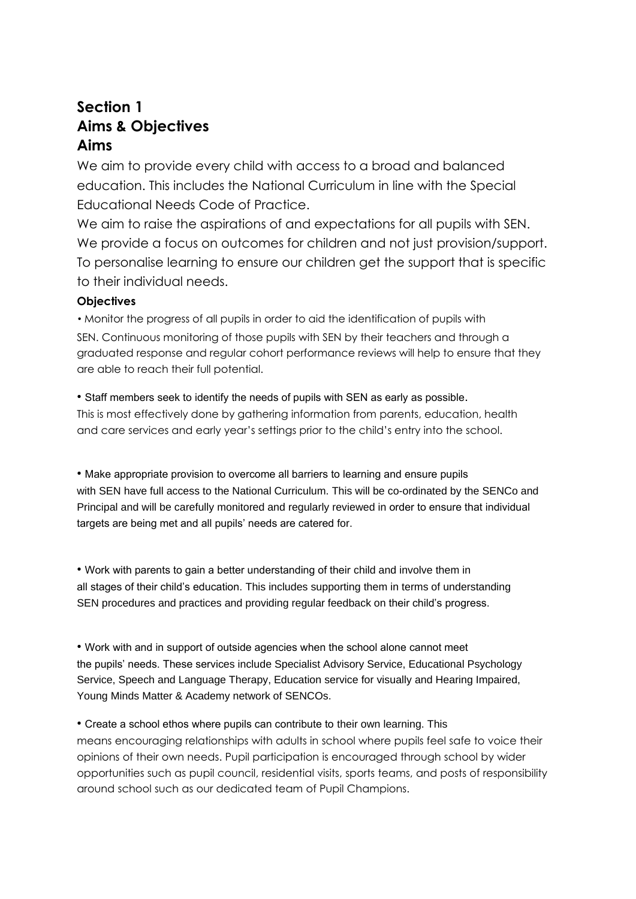# Section 1

# Aims & Objectives

## Aims

We aim to provide every child with access to a broad and balanced education. This includes the National Curriculum in line with the Special Educational Needs Code of Practice.

We aim to raise the aspirations of and expectations for all pupils with SEN.

We provide a focus on outcomes for children and not just provision/support.

To personalise learning to ensure our children get the support that is specific to their individual needs.

### Objectives

• Monitor the progress of all pupils in order to aid the identification of pupils with SEN. Continuous monitoring of those pupils with SEN by their teachers and through a graduated response and regular cohort performance reviews will help to ensure that they are able to reach their full potential.

• Staff members seek to identify the needs of pupils with SEN as early as possible. This is most effectively done by gathering information from parents, education, health and care services and early year's settings prior to the child's entry into the school.

• Make appropriate provision to overcome all barriers to learning and ensure pupils with SEN have full access to the National Curriculum. This will be co-ordinated by the SENCo and Principal and will be carefully monitored and regularly reviewed in order to ensure that individual targets are being met and all pupils' needs are catered for.

• Work with parents to gain a better understanding of their child and involve them in all stages of their child's education. This includes supporting them in terms of understanding SEN procedures and practices and providing regular feedback on their child's progress.

• Work with and in support of outside agencies when the school alone cannot meet the pupils' needs. These services include Specialist Advisory Service, Educational Psychology Service, Speech and Language Therapy, Education service for visually and Hearing Impaired, Young Minds Matter & Academy network of SENCOs.

• Create a school ethos where pupils can contribute to their own learning. This means encouraging relationships with adults in school where pupils feel safe to voice their opinions of their own needs. Pupil participation is encouraged through school by wider opportunities such as pupil council, residential visits, sports teams, and posts of responsibility around school such as our dedicated team of Pupil Champions.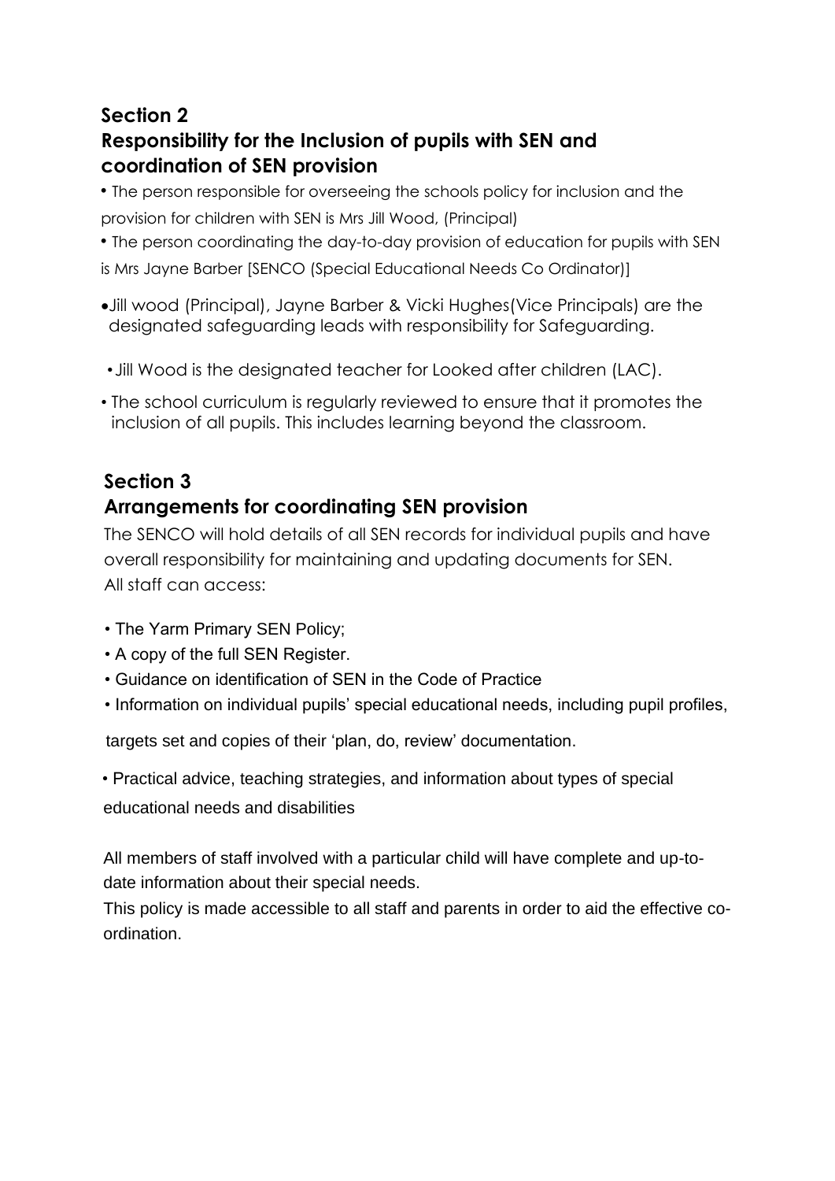## Section 2

## Responsibility for the Inclusion of pupils with SEN and coordination of SEN provision

- The person responsible for overseeing the schools policy for inclusion and the provision for children with SEN is Mrs Jill Wood, (Principal)
- The person coordinating the day-to-day provision of education for pupils with SEN is Mrs Jayne Barber [SENCO (Special Educational Needs Co Ordinator)]
- Jill wood (Principal), Jayne Barber & Vicki Hughes(Vice Principals) are the designated safeguarding leads with responsibility for Safeguarding.
- Jill Wood is the designated teacher for Looked after children (LAC).
- The school curriculum is regularly reviewed to ensure that it promotes the inclusion of all pupils. This includes learning beyond the classroom.

## Section 3

## Arrangements for coordinating SEN provision

The SENCO will hold details of all SEN records for individual pupils and have overall responsibility for maintaining and updating documents for SEN.
All staff can access:

- The Yarm Primary SEN Policy;
- A copy of the full SEN Register.
- Guidance on identification of SEN in the Code of Practice
- Information on individual pupils' special educational needs, including pupil profiles, targets set and copies of their 'plan, do, review' documentation.
- Practical advice, teaching strategies, and information about types of special educational needs and disabilities

All members of staff involved with a particular child will have complete and up-to-date information about their special needs.
This policy is made accessible to all staff and parents in order to aid the effective co-ordination.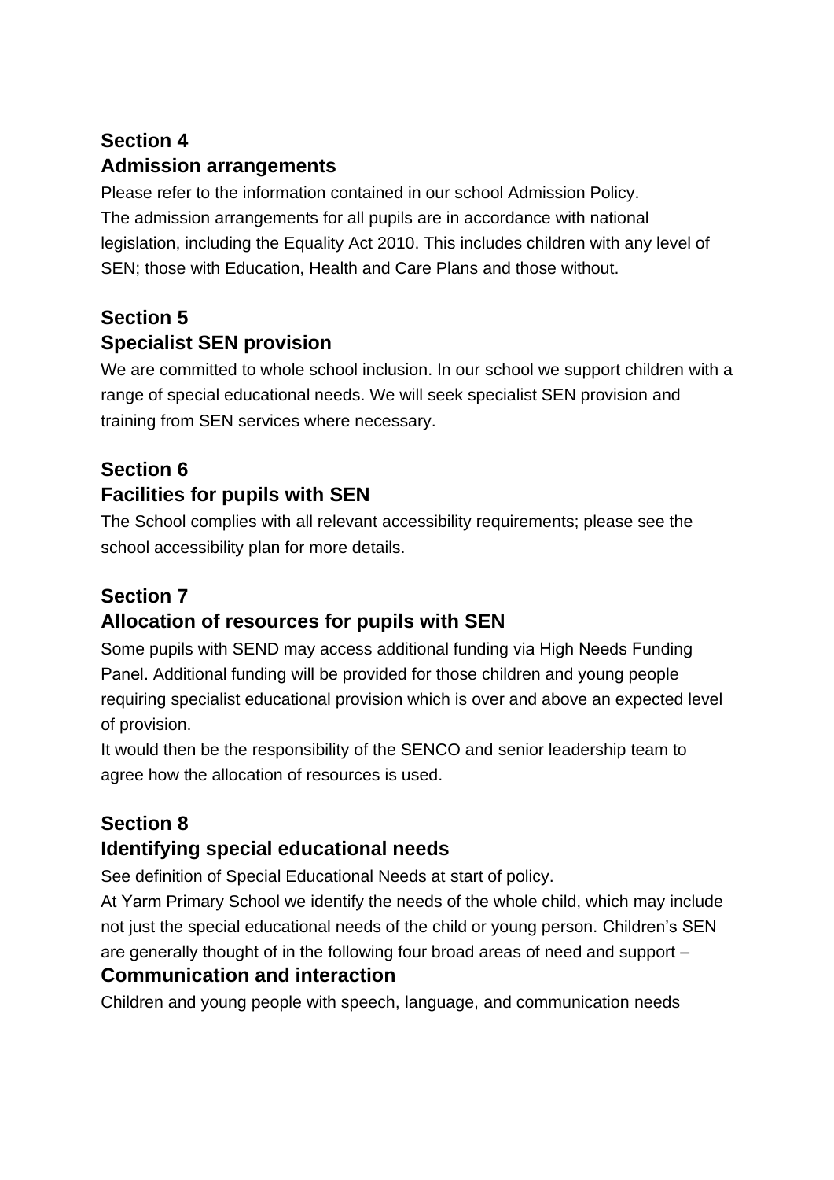## Section 4
## Admission arrangements

Please refer to the information contained in our school Admission Policy.
The admission arrangements for all pupils are in accordance with national legislation, including the Equality Act 2010. This includes children with any level of SEN; those with Education, Health and Care Plans and those without.

## Section 5
## Specialist SEN provision

We are committed to whole school inclusion. In our school we support children with a range of special educational needs. We will seek specialist SEN provision and training from SEN services where necessary.

## Section 6
## Facilities for pupils with SEN

The School complies with all relevant accessibility requirements; please see the school accessibility plan for more details.

## Section 7
## Allocation of resources for pupils with SEN

Some pupils with SEND may access additional funding via High Needs Funding Panel. Additional funding will be provided for those children and young people requiring specialist educational provision which is over and above an expected level of provision.
It would then be the responsibility of the SENCO and senior leadership team to agree how the allocation of resources is used.

## Section 8
## Identifying special educational needs

See definition of Special Educational Needs at start of policy.
At Yarm Primary School we identify the needs of the whole child, which may include not just the special educational needs of the child or young person. Children's SEN are generally thought of in the following four broad areas of need and support –

### Communication and interaction

Children and young people with speech, language, and communication needs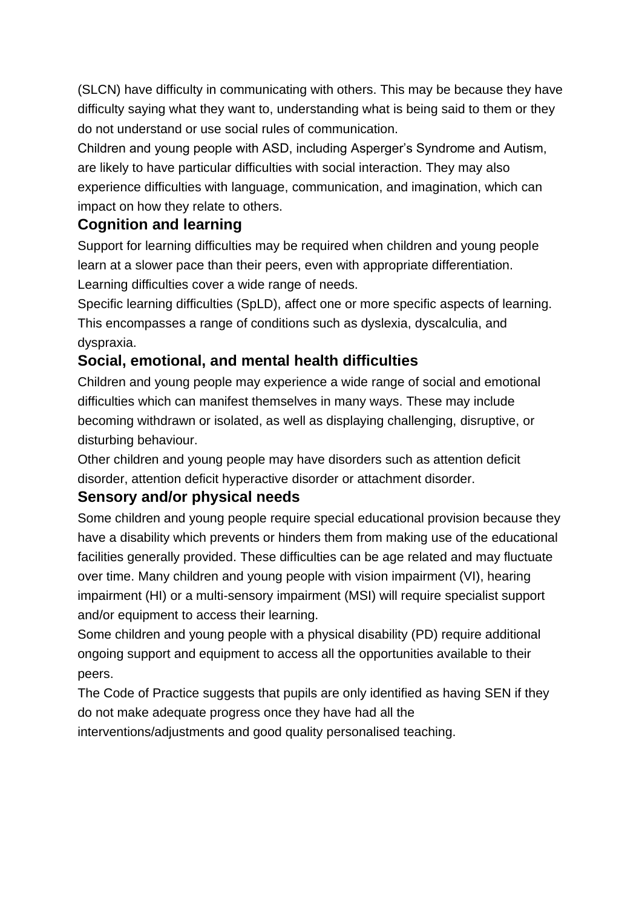(SLCN) have difficulty in communicating with others. This may be because they have difficulty saying what they want to, understanding what is being said to them or they do not understand or use social rules of communication.

Children and young people with ASD, including Asperger's Syndrome and Autism, are likely to have particular difficulties with social interaction. They may also experience difficulties with language, communication, and imagination, which can impact on how they relate to others.

### Cognition and learning

Support for learning difficulties may be required when children and young people learn at a slower pace than their peers, even with appropriate differentiation. Learning difficulties cover a wide range of needs.

Specific learning difficulties (SpLD), affect one or more specific aspects of learning. This encompasses a range of conditions such as dyslexia, dyscalculia, and dyspraxia.

### Social, emotional, and mental health difficulties

Children and young people may experience a wide range of social and emotional difficulties which can manifest themselves in many ways. These may include becoming withdrawn or isolated, as well as displaying challenging, disruptive, or disturbing behaviour.

Other children and young people may have disorders such as attention deficit disorder, attention deficit hyperactive disorder or attachment disorder.

### Sensory and/or physical needs

Some children and young people require special educational provision because they have a disability which prevents or hinders them from making use of the educational facilities generally provided. These difficulties can be age related and may fluctuate over time. Many children and young people with vision impairment (VI), hearing impairment (HI) or a multi-sensory impairment (MSI) will require specialist support and/or equipment to access their learning.

Some children and young people with a physical disability (PD) require additional ongoing support and equipment to access all the opportunities available to their peers.

The Code of Practice suggests that pupils are only identified as having SEN if they do not make adequate progress once they have had all the interventions/adjustments and good quality personalised teaching.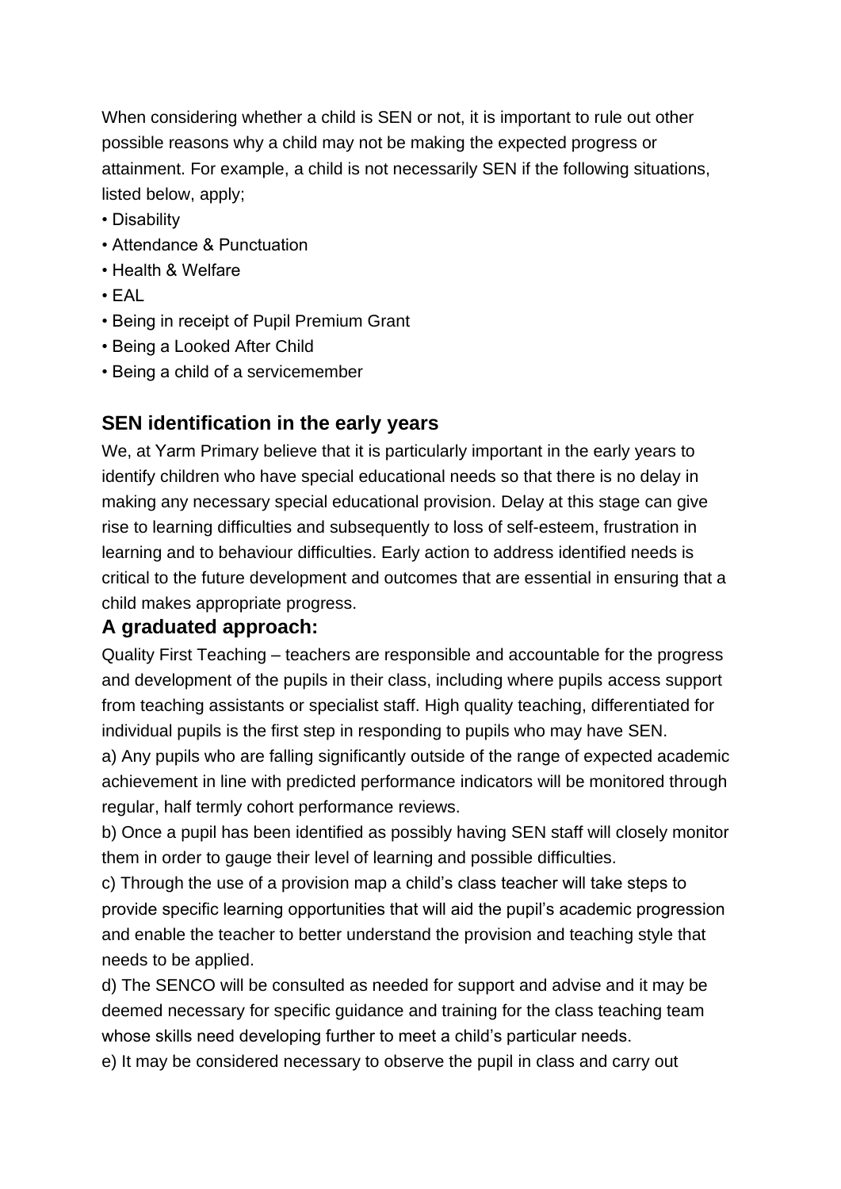When considering whether a child is SEN or not, it is important to rule out other possible reasons why a child may not be making the expected progress or attainment. For example, a child is not necessarily SEN if the following situations, listed below, apply;

- Disability
- Attendance & Punctuation
- Health & Welfare
- EAL
- Being in receipt of Pupil Premium Grant
- Being a Looked After Child
- Being a child of a servicemember

## SEN identification in the early years

We, at Yarm Primary believe that it is particularly important in the early years to identify children who have special educational needs so that there is no delay in making any necessary special educational provision. Delay at this stage can give rise to learning difficulties and subsequently to loss of self-esteem, frustration in learning and to behaviour difficulties. Early action to address identified needs is critical to the future development and outcomes that are essential in ensuring that a child makes appropriate progress.

## A graduated approach:

Quality First Teaching – teachers are responsible and accountable for the progress and development of the pupils in their class, including where pupils access support from teaching assistants or specialist staff. High quality teaching, differentiated for individual pupils is the first step in responding to pupils who may have SEN.

a) Any pupils who are falling significantly outside of the range of expected academic achievement in line with predicted performance indicators will be monitored through regular, half termly cohort performance reviews.

b) Once a pupil has been identified as possibly having SEN staff will closely monitor them in order to gauge their level of learning and possible difficulties.

c) Through the use of a provision map a child's class teacher will take steps to provide specific learning opportunities that will aid the pupil's academic progression and enable the teacher to better understand the provision and teaching style that needs to be applied.

d) The SENCO will be consulted as needed for support and advise and it may be deemed necessary for specific guidance and training for the class teaching team whose skills need developing further to meet a child's particular needs.

e) It may be considered necessary to observe the pupil in class and carry out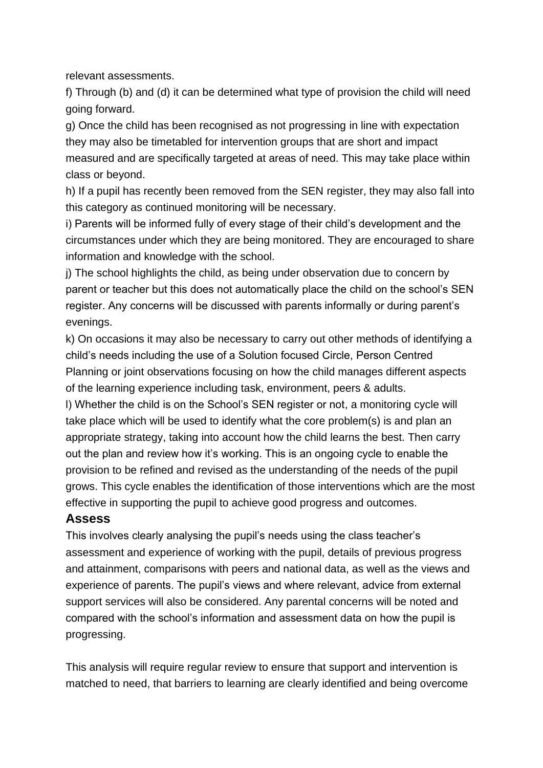relevant assessments.

f) Through (b) and (d) it can be determined what type of provision the child will need going forward.

g) Once the child has been recognised as not progressing in line with expectation they may also be timetabled for intervention groups that are short and impact measured and are specifically targeted at areas of need. This may take place within class or beyond.

h) If a pupil has recently been removed from the SEN register, they may also fall into this category as continued monitoring will be necessary.

i) Parents will be informed fully of every stage of their child's development and the circumstances under which they are being monitored. They are encouraged to share information and knowledge with the school.

j) The school highlights the child, as being under observation due to concern by parent or teacher but this does not automatically place the child on the school's SEN register. Any concerns will be discussed with parents informally or during parent's evenings.

k) On occasions it may also be necessary to carry out other methods of identifying a child's needs including the use of a Solution focused Circle, Person Centred Planning or joint observations focusing on how the child manages different aspects of the learning experience including task, environment, peers & adults.

l) Whether the child is on the School's SEN register or not, a monitoring cycle will take place which will be used to identify what the core problem(s) is and plan an appropriate strategy, taking into account how the child learns the best. Then carry out the plan and review how it's working. This is an ongoing cycle to enable the provision to be refined and revised as the understanding of the needs of the pupil grows. This cycle enables the identification of those interventions which are the most effective in supporting the pupil to achieve good progress and outcomes.

## Assess

This involves clearly analysing the pupil's needs using the class teacher's assessment and experience of working with the pupil, details of previous progress and attainment, comparisons with peers and national data, as well as the views and experience of parents. The pupil's views and where relevant, advice from external support services will also be considered. Any parental concerns will be noted and compared with the school's information and assessment data on how the pupil is progressing.

This analysis will require regular review to ensure that support and intervention is matched to need, that barriers to learning are clearly identified and being overcome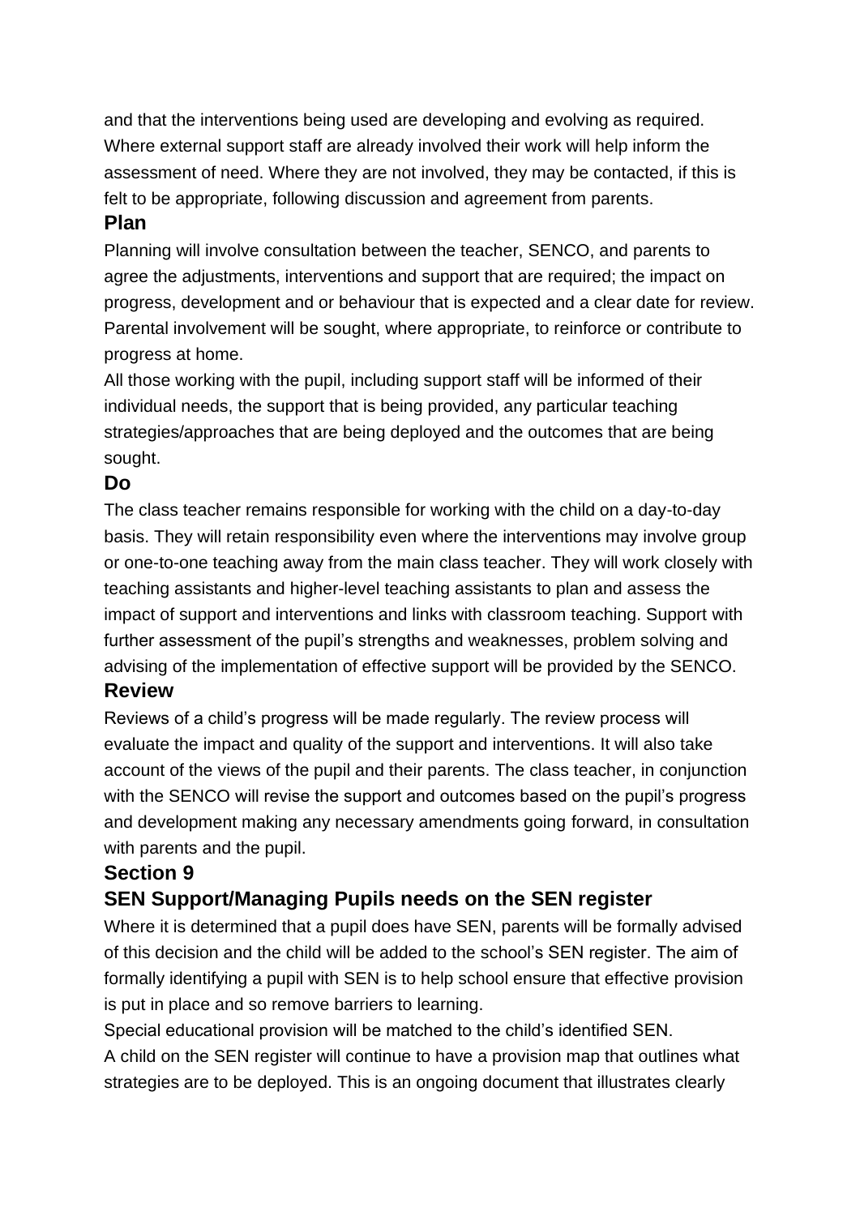and that the interventions being used are developing and evolving as required. Where external support staff are already involved their work will help inform the assessment of need. Where they are not involved, they may be contacted, if this is felt to be appropriate, following discussion and agreement from parents.

### Plan

Planning will involve consultation between the teacher, SENCO, and parents to agree the adjustments, interventions and support that are required; the impact on progress, development and or behaviour that is expected and a clear date for review. Parental involvement will be sought, where appropriate, to reinforce or contribute to progress at home.

All those working with the pupil, including support staff will be informed of their individual needs, the support that is being provided, any particular teaching strategies/approaches that are being deployed and the outcomes that are being sought.

### Do

The class teacher remains responsible for working with the child on a day-to-day basis. They will retain responsibility even where the interventions may involve group or one-to-one teaching away from the main class teacher. They will work closely with teaching assistants and higher-level teaching assistants to plan and assess the impact of support and interventions and links with classroom teaching. Support with further assessment of the pupil's strengths and weaknesses, problem solving and advising of the implementation of effective support will be provided by the SENCO.

### Review

Reviews of a child's progress will be made regularly. The review process will evaluate the impact and quality of the support and interventions. It will also take account of the views of the pupil and their parents. The class teacher, in conjunction with the SENCO will revise the support and outcomes based on the pupil's progress and development making any necessary amendments going forward, in consultation with parents and the pupil.

## Section 9

## SEN Support/Managing Pupils needs on the SEN register

Where it is determined that a pupil does have SEN, parents will be formally advised of this decision and the child will be added to the school's SEN register. The aim of formally identifying a pupil with SEN is to help school ensure that effective provision is put in place and so remove barriers to learning.

Special educational provision will be matched to the child's identified SEN.

A child on the SEN register will continue to have a provision map that outlines what strategies are to be deployed. This is an ongoing document that illustrates clearly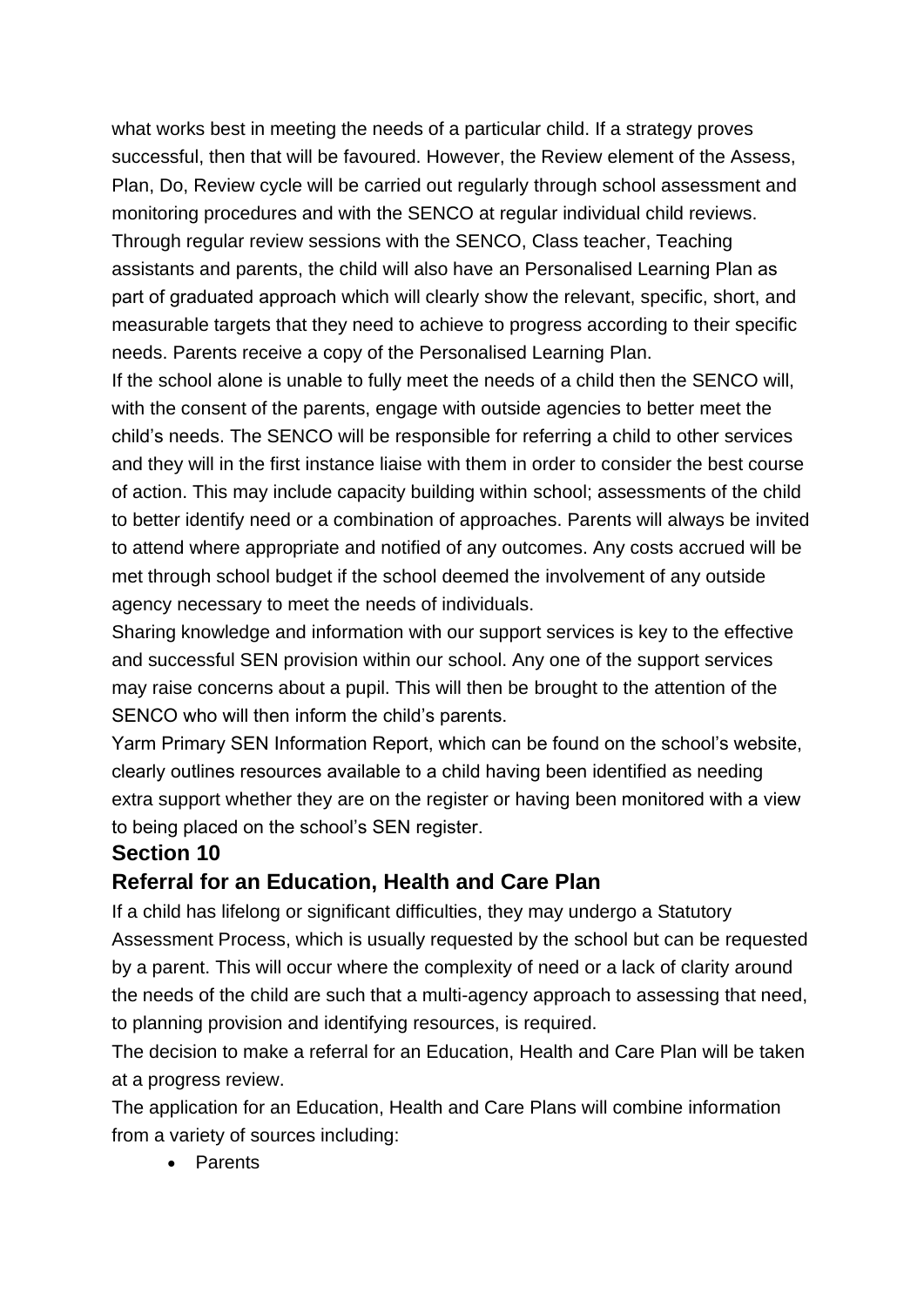what works best in meeting the needs of a particular child. If a strategy proves successful, then that will be favoured. However, the Review element of the Assess, Plan, Do, Review cycle will be carried out regularly through school assessment and monitoring procedures and with the SENCO at regular individual child reviews. Through regular review sessions with the SENCO, Class teacher, Teaching assistants and parents, the child will also have an Personalised Learning Plan as part of graduated approach which will clearly show the relevant, specific, short, and measurable targets that they need to achieve to progress according to their specific needs. Parents receive a copy of the Personalised Learning Plan.

If the school alone is unable to fully meet the needs of a child then the SENCO will, with the consent of the parents, engage with outside agencies to better meet the child's needs. The SENCO will be responsible for referring a child to other services and they will in the first instance liaise with them in order to consider the best course of action. This may include capacity building within school; assessments of the child to better identify need or a combination of approaches. Parents will always be invited to attend where appropriate and notified of any outcomes. Any costs accrued will be met through school budget if the school deemed the involvement of any outside agency necessary to meet the needs of individuals.

Sharing knowledge and information with our support services is key to the effective and successful SEN provision within our school. Any one of the support services may raise concerns about a pupil. This will then be brought to the attention of the SENCO who will then inform the child's parents.

Yarm Primary SEN Information Report, which can be found on the school's website, clearly outlines resources available to a child having been identified as needing extra support whether they are on the register or having been monitored with a view to being placed on the school's SEN register.

## Section 10

## Referral for an Education, Health and Care Plan

If a child has lifelong or significant difficulties, they may undergo a Statutory Assessment Process, which is usually requested by the school but can be requested by a parent. This will occur where the complexity of need or a lack of clarity around the needs of the child are such that a multi-agency approach to assessing that need, to planning provision and identifying resources, is required.

The decision to make a referral for an Education, Health and Care Plan will be taken at a progress review.

The application for an Education, Health and Care Plans will combine information from a variety of sources including:

- Parents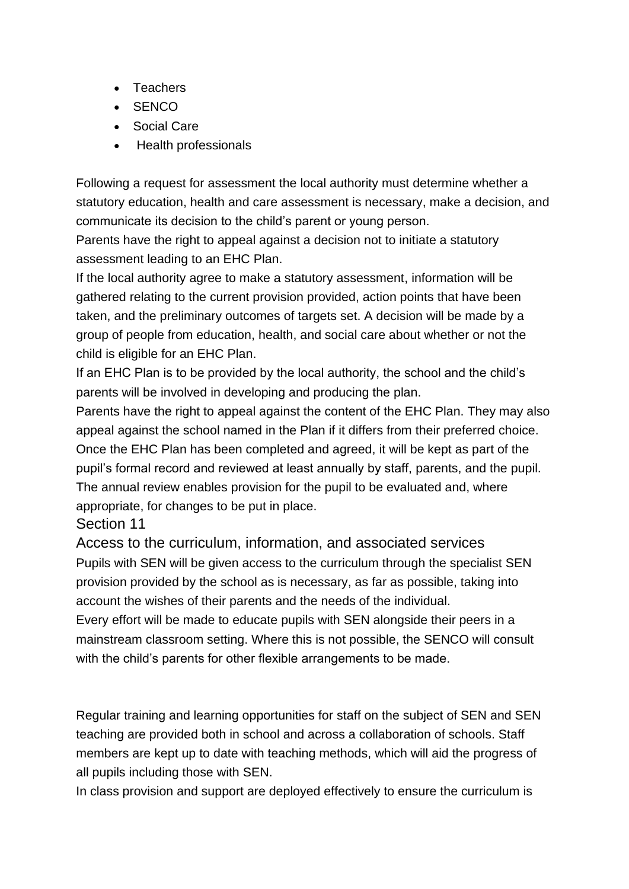- Teachers
- SENCO
- Social Care
- Health professionals

Following a request for assessment the local authority must determine whether a statutory education, health and care assessment is necessary, make a decision, and communicate its decision to the child's parent or young person.

Parents have the right to appeal against a decision not to initiate a statutory assessment leading to an EHC Plan.

If the local authority agree to make a statutory assessment, information will be gathered relating to the current provision provided, action points that have been taken, and the preliminary outcomes of targets set. A decision will be made by a group of people from education, health, and social care about whether or not the child is eligible for an EHC Plan.

If an EHC Plan is to be provided by the local authority, the school and the child's parents will be involved in developing and producing the plan.

Parents have the right to appeal against the content of the EHC Plan. They may also appeal against the school named in the Plan if it differs from their preferred choice.

Once the EHC Plan has been completed and agreed, it will be kept as part of the pupil's formal record and reviewed at least annually by staff, parents, and the pupil. The annual review enables provision for the pupil to be evaluated and, where appropriate, for changes to be put in place.

## Section 11

## Access to the curriculum, information, and associated services

Pupils with SEN will be given access to the curriculum through the specialist SEN provision provided by the school as is necessary, as far as possible, taking into account the wishes of their parents and the needs of the individual.

Every effort will be made to educate pupils with SEN alongside their peers in a mainstream classroom setting. Where this is not possible, the SENCO will consult with the child's parents for other flexible arrangements to be made.

Regular training and learning opportunities for staff on the subject of SEN and SEN teaching are provided both in school and across a collaboration of schools. Staff members are kept up to date with teaching methods, which will aid the progress of all pupils including those with SEN.

In class provision and support are deployed effectively to ensure the curriculum is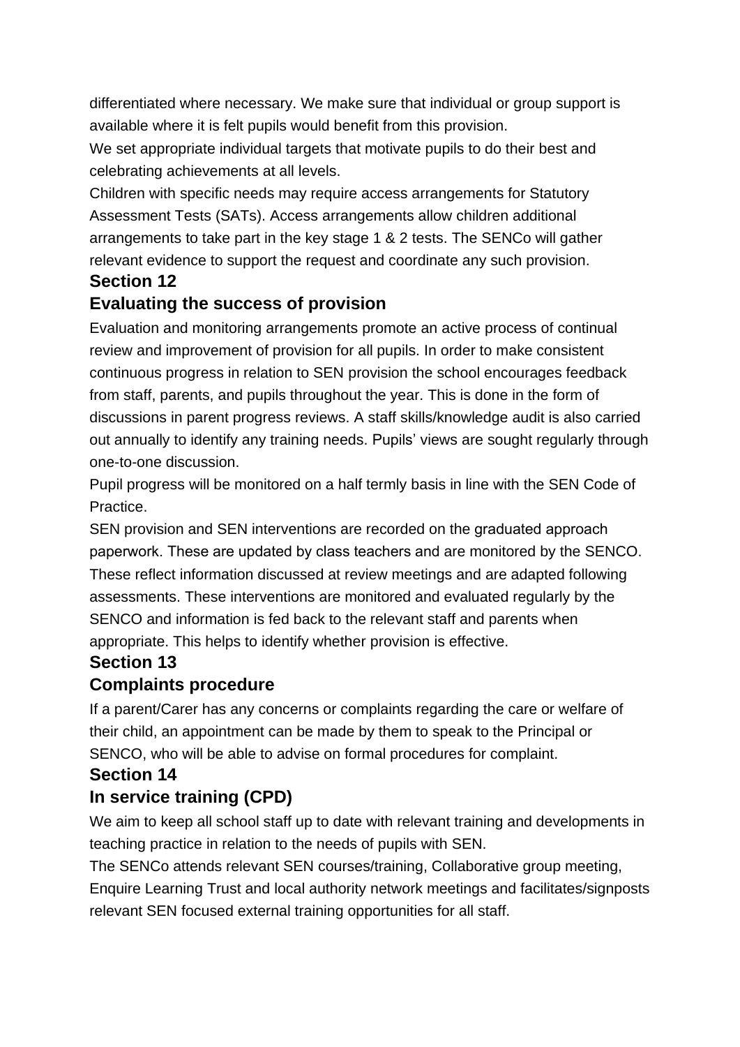differentiated where necessary. We make sure that individual or group support is available where it is felt pupils would benefit from this provision.

We set appropriate individual targets that motivate pupils to do their best and celebrating achievements at all levels.

Children with specific needs may require access arrangements for Statutory Assessment Tests (SATs). Access arrangements allow children additional arrangements to take part in the key stage 1 & 2 tests. The SENCo will gather relevant evidence to support the request and coordinate any such provision.

## Section 12

## Evaluating the success of provision

Evaluation and monitoring arrangements promote an active process of continual review and improvement of provision for all pupils. In order to make consistent continuous progress in relation to SEN provision the school encourages feedback from staff, parents, and pupils throughout the year. This is done in the form of discussions in parent progress reviews. A staff skills/knowledge audit is also carried out annually to identify any training needs. Pupils' views are sought regularly through one-to-one discussion.

Pupil progress will be monitored on a half termly basis in line with the SEN Code of Practice.

SEN provision and SEN interventions are recorded on the graduated approach paperwork. These are updated by class teachers and are monitored by the SENCO. These reflect information discussed at review meetings and are adapted following assessments. These interventions are monitored and evaluated regularly by the SENCO and information is fed back to the relevant staff and parents when appropriate. This helps to identify whether provision is effective.

## Section 13

## Complaints procedure

If a parent/Carer has any concerns or complaints regarding the care or welfare of their child, an appointment can be made by them to speak to the Principal or SENCO, who will be able to advise on formal procedures for complaint.

## Section 14

## In service training (CPD)

We aim to keep all school staff up to date with relevant training and developments in teaching practice in relation to the needs of pupils with SEN.

The SENCo attends relevant SEN courses/training, Collaborative group meeting, Enquire Learning Trust and local authority network meetings and facilitates/signposts relevant SEN focused external training opportunities for all staff.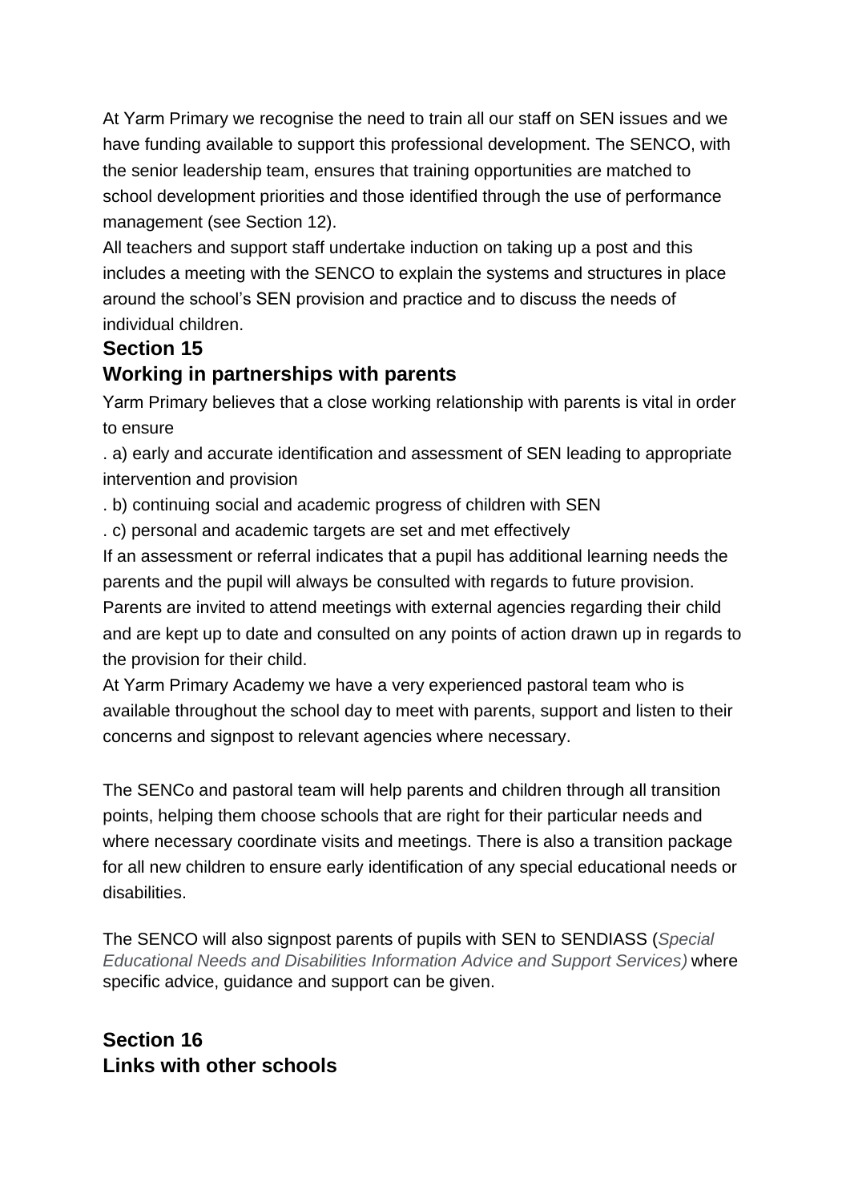At Yarm Primary we recognise the need to train all our staff on SEN issues and we have funding available to support this professional development. The SENCO, with the senior leadership team, ensures that training opportunities are matched to school development priorities and those identified through the use of performance management (see Section 12).

All teachers and support staff undertake induction on taking up a post and this includes a meeting with the SENCO to explain the systems and structures in place around the school's SEN provision and practice and to discuss the needs of individual children.

## Section 15

## Working in partnerships with parents

Yarm Primary believes that a close working relationship with parents is vital in order to ensure

. a) early and accurate identification and assessment of SEN leading to appropriate intervention and provision

. b) continuing social and academic progress of children with SEN

. c) personal and academic targets are set and met effectively

If an assessment or referral indicates that a pupil has additional learning needs the parents and the pupil will always be consulted with regards to future provision. Parents are invited to attend meetings with external agencies regarding their child and are kept up to date and consulted on any points of action drawn up in regards to the provision for their child.

At Yarm Primary Academy we have a very experienced pastoral team who is available throughout the school day to meet with parents, support and listen to their concerns and signpost to relevant agencies where necessary.

The SENCo and pastoral team will help parents and children through all transition points, helping them choose schools that are right for their particular needs and where necessary coordinate visits and meetings. There is also a transition package for all new children to ensure early identification of any special educational needs or disabilities.

The SENCO will also signpost parents of pupils with SEN to SENDIASS (*Special Educational Needs and Disabilities Information Advice and Support Services)* where specific advice, guidance and support can be given.

## Section 16

## Links with other schools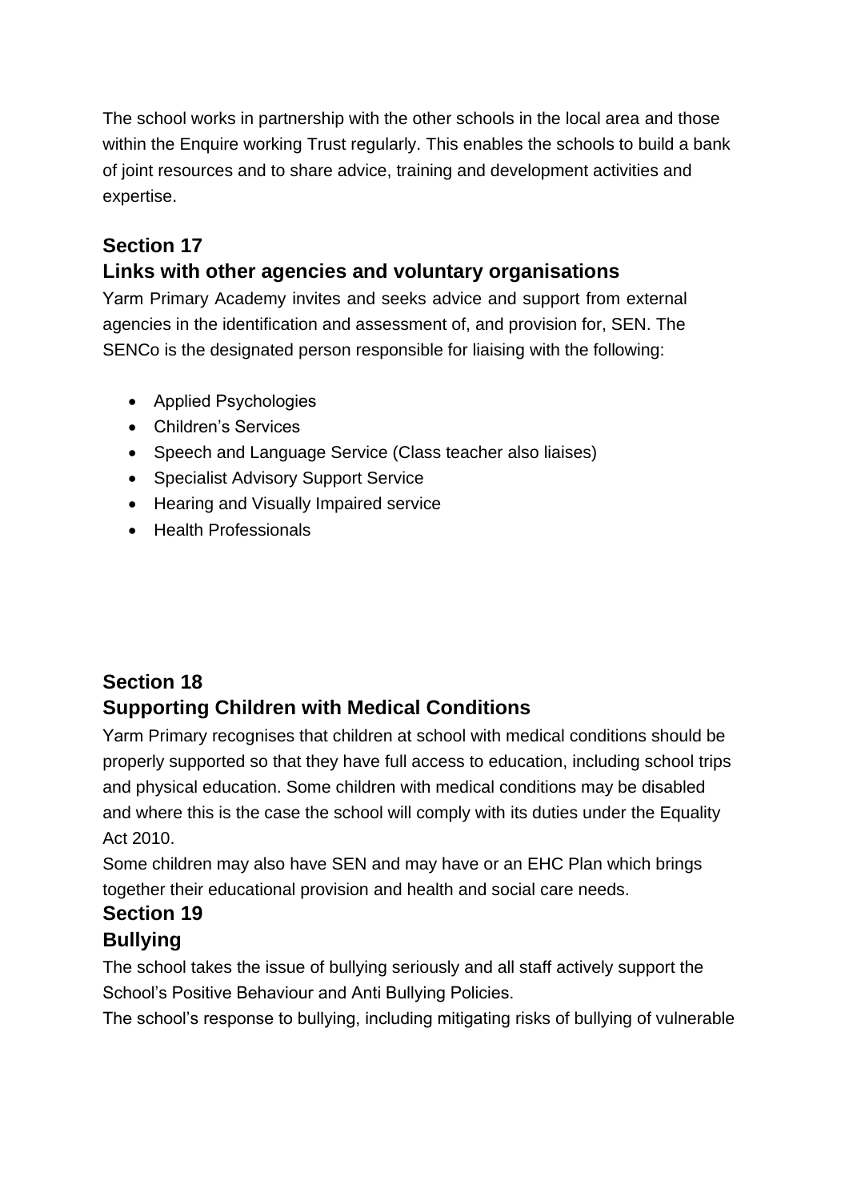The school works in partnership with the other schools in the local area and those within the Enquire working Trust regularly. This enables the schools to build a bank of joint resources and to share advice, training and development activities and expertise.

## Section 17
## Links with other agencies and voluntary organisations

Yarm Primary Academy invites and seeks advice and support from external agencies in the identification and assessment of, and provision for, SEN. The SENCo is the designated person responsible for liaising with the following:

- Applied Psychologies
- Children's Services
- Speech and Language Service (Class teacher also liaises)
- Specialist Advisory Support Service
- Hearing and Visually Impaired service
- Health Professionals

## Section 18
## Supporting Children with Medical Conditions

Yarm Primary recognises that children at school with medical conditions should be properly supported so that they have full access to education, including school trips and physical education. Some children with medical conditions may be disabled and where this is the case the school will comply with its duties under the Equality Act 2010.

Some children may also have SEN and may have or an EHC Plan which brings together their educational provision and health and social care needs.

## Section 19
## Bullying

The school takes the issue of bullying seriously and all staff actively support the School's Positive Behaviour and Anti Bullying Policies.

The school's response to bullying, including mitigating risks of bullying of vulnerable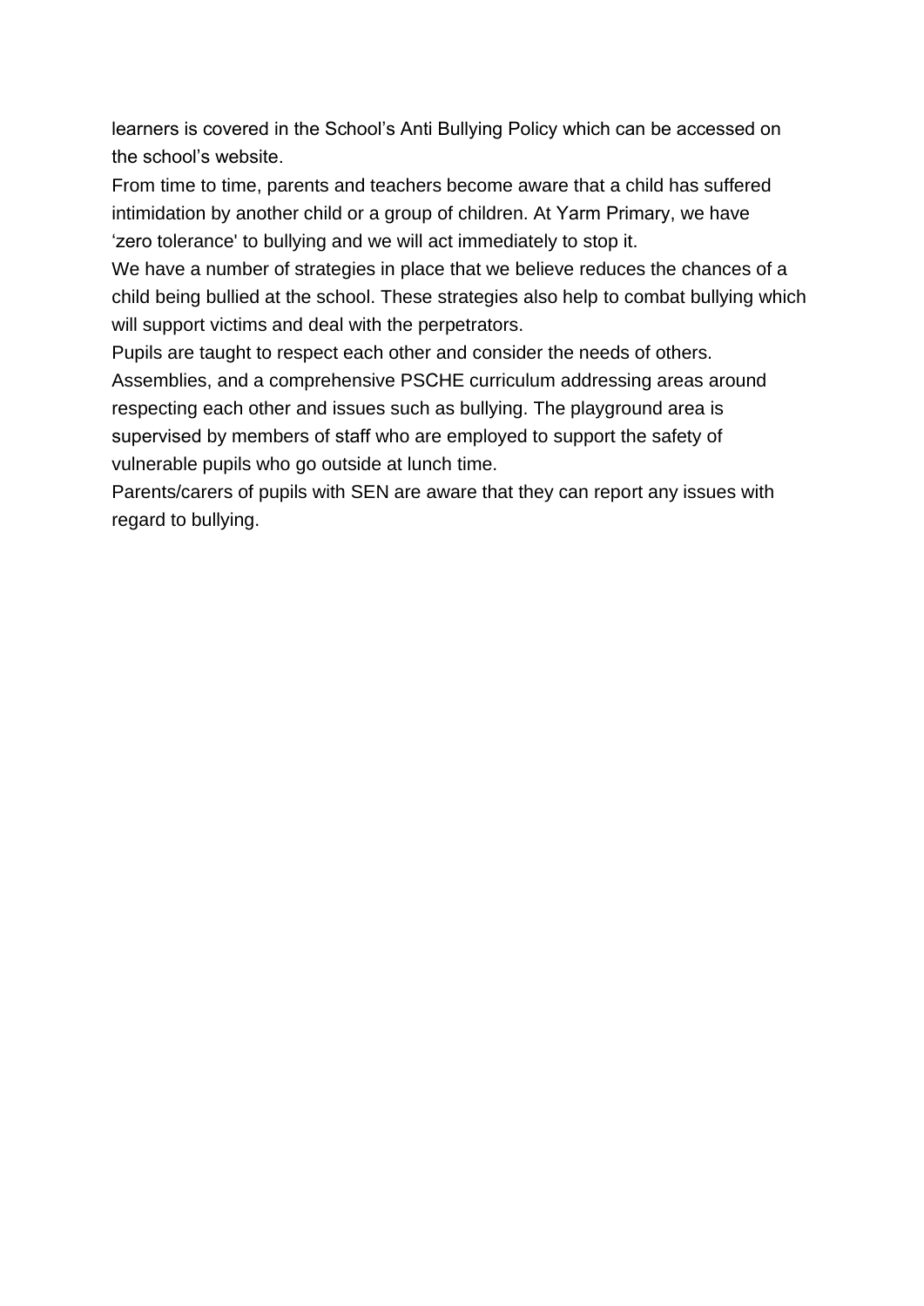learners is covered in the School's Anti Bullying Policy which can be accessed on the school's website.

From time to time, parents and teachers become aware that a child has suffered intimidation by another child or a group of children. At Yarm Primary, we have 'zero tolerance' to bullying and we will act immediately to stop it.

We have a number of strategies in place that we believe reduces the chances of a child being bullied at the school. These strategies also help to combat bullying which will support victims and deal with the perpetrators.

Pupils are taught to respect each other and consider the needs of others. Assemblies, and a comprehensive PSCHE curriculum addressing areas around respecting each other and issues such as bullying. The playground area is supervised by members of staff who are employed to support the safety of vulnerable pupils who go outside at lunch time.

Parents/carers of pupils with SEN are aware that they can report any issues with regard to bullying.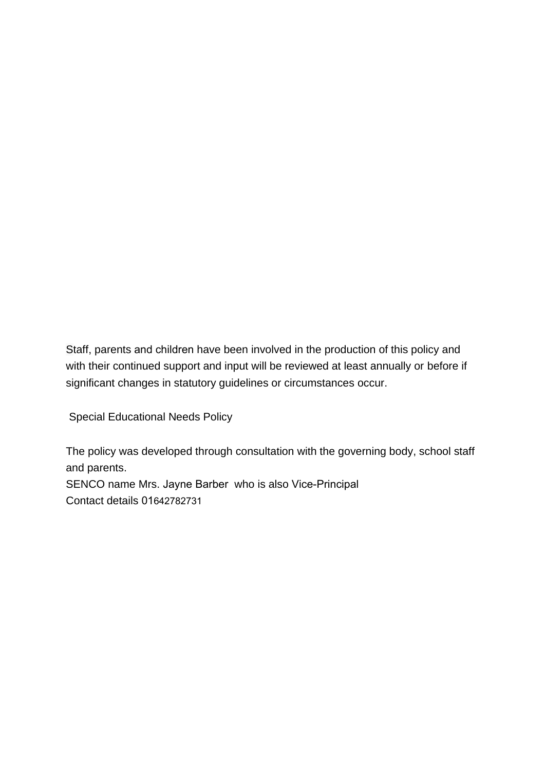Staff, parents and children have been involved in the production of this policy and with their continued support and input will be reviewed at least annually or before if significant changes in statutory guidelines or circumstances occur.

Special Educational Needs Policy

The policy was developed through consultation with the governing body, school staff and parents.
SENCO name Mrs. Jayne Barber who is also Vice-Principal
Contact details 01642782731